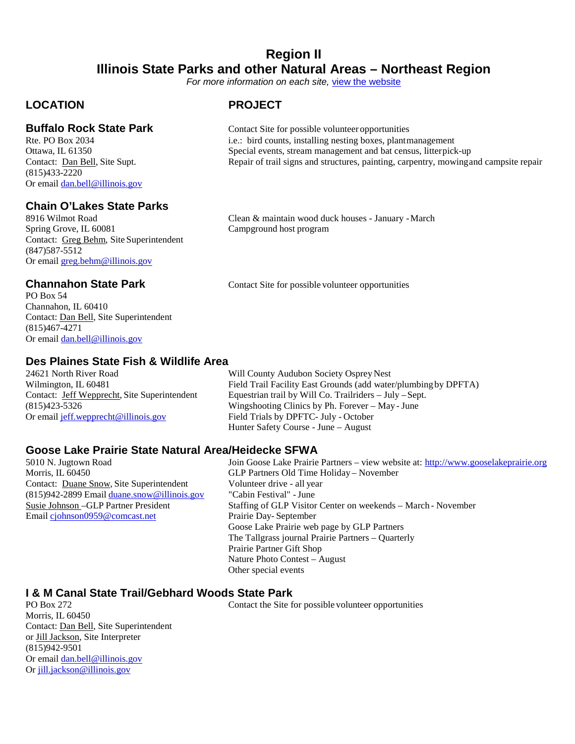# Region II
# Illinois State Parks and other Natural Areas – Northeast Region

*For more information on each site,* [view the website](#)

| LOCATION | PROJECT |
| --- | --- |
| **Buffalo Rock State Park**<br>Rte. PO Box 2034<br>Ottawa, IL 61350<br>Contact: Dan Bell, Site Supt.<br>(815)433-2220<br>Or email dan.bell@illinois.gov | Contact Site for possible volunteer opportunities<br>i.e.: bird counts, installing nesting boxes, plant management<br>Special events, stream management and bat census, litter pick-up<br>Repair of trail signs and structures, painting, carpentry, mowing and campsite repair |
| **Chain O'Lakes State Parks**<br>8916 Wilmot Road<br>Spring Grove, IL 60081<br>Contact: Greg Behm, Site Superintendent<br>(847)587-5512<br>Or email greg.behm@illinois.gov | Clean & maintain wood duck houses - January - March<br>Campground host program |
| **Channahon State Park**<br>PO Box 54<br>Channahon, IL 60410<br>Contact: Dan Bell, Site Superintendent<br>(815)467-4271<br>Or email dan.bell@illinois.gov | Contact Site for possible volunteer opportunities |
| **Des Plaines State Fish & Wildlife Area**<br>24621 North River Road<br>Wilmington, IL 60481<br>Contact: Jeff Wepprecht, Site Superintendent<br>(815)423-5326<br>Or email jeff.wepprecht@illinois.gov | Will County Audubon Society Osprey Nest<br>Field Trail Facility East Grounds (add water/plumbing by DPFTA)<br>Equestrian trail by Will Co. Trailriders – July – Sept.<br>Wingshooting Clinics by Ph. Forever – May - June<br>Field Trials by DPFTC- July - October<br>Hunter Safety Course - June – August |
| **Goose Lake Prairie State Natural Area/Heidecke SFWA**<br>5010 N. Jugtown Road<br>Morris, IL 60450<br>Contact: Duane Snow, Site Superintendent<br>(815)942-2899 Email duane.snow@illinois.gov<br>Susie Johnson –GLP Partner President<br>Email cjohnson0959@comcast.net | Join Goose Lake Prairie Partners – view website at: http://www.gooselakeprairie.org<br>GLP Partners Old Time Holiday – November<br>Volunteer drive - all year<br>"Cabin Festival" - June<br>Staffing of GLP Visitor Center on weekends – March - November<br>Prairie Day- September<br>Goose Lake Prairie web page by GLP Partners<br>The Tallgrass journal Prairie Partners – Quarterly<br>Prairie Partner Gift Shop<br>Nature Photo Contest – August<br>Other special events |
| **I & M Canal State Trail/Gebhard Woods State Park**<br>PO Box 272<br>Morris, IL 60450<br>Contact: Dan Bell, Site Superintendent<br>or Jill Jackson, Site Interpreter<br>(815)942-9501<br>Or email dan.bell@illinois.gov<br>Or jill.jackson@illinois.gov | Contact the Site for possible volunteer opportunities |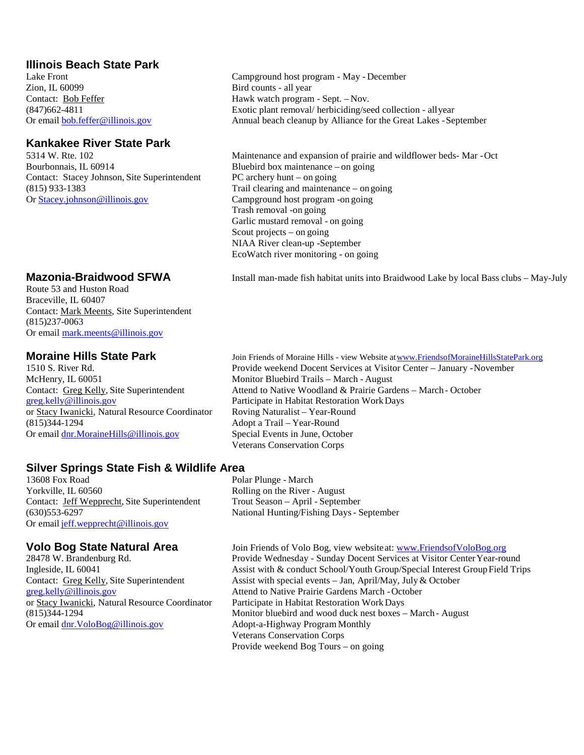## Illinois Beach State Park

Lake Front
Zion, IL 60099
Contact: Bob Feffer
(847)662-4811
Or email bob.feffer@illinois.gov

- Campground host program - May - December
- Bird counts - all year
- Hawk watch program - Sept. – Nov.
- Exotic plant removal/ herbiciding/seed collection - all year
- Annual beach cleanup by Alliance for the Great Lakes - September

## Kankakee River State Park

5314 W. Rte. 102
Bourbonnais, IL 60914
Contact: Stacey Johnson, Site Superintendent
(815) 933-1383
Or Stacey.johnson@illinois.gov

- Maintenance and expansion of prairie and wildflower beds- Mar - Oct
- Bluebird box maintenance – on going
- PC archery hunt – on going
- Trail clearing and maintenance – on going
- Campground host program - on going
- Trash removal - on going
- Garlic mustard removal - on going
- Scout projects – on going
- NIAA River clean-up - September
- EcoWatch river monitoring - on going

## Mazonia-Braidwood SFWA

Route 53 and Huston Road
Braceville, IL 60407
Contact: Mark Meents, Site Superintendent
(815)237-0063
Or email mark.meents@illinois.gov

- Install man-made fish habitat units into Braidwood Lake by local Bass clubs – May-July

## Moraine Hills State Park

1510 S. River Rd.
McHenry, IL 60051
Contact: Greg Kelly, Site Superintendent
greg.kelly@illinois.gov
or Stacy Iwanicki, Natural Resource Coordinator
(815)344-1294
Or email dnr.MoraineHills@illinois.gov

- Join Friends of Moraine Hills - view Website at www.FriendsofMoraineHillsStatePark.org
- Provide weekend Docent Services at Visitor Center – January - November
- Monitor Bluebird Trails – March - August
- Attend to Native Woodland & Prairie Gardens – March - October
- Participate in Habitat Restoration Work Days
- Roving Naturalist – Year-Round
- Adopt a Trail – Year-Round
- Special Events in June, October
- Veterans Conservation Corps

## Silver Springs State Fish & Wildlife Area

13608 Fox Road
Yorkville, IL 60560
Contact: Jeff Wepprecht, Site Superintendent
(630)553-6297
Or email jeff.wepprecht@illinois.gov

- Polar Plunge - March
- Rolling on the River - August
- Trout Season – April - September
- National Hunting/Fishing Days - September

## Volo Bog State Natural Area

28478 W. Brandenburg Rd.
Ingleside, IL 60041
Contact: Greg Kelly, Site Superintendent
greg.kelly@illinois.gov
or Stacy Iwanicki, Natural Resource Coordinator
(815)344-1294
Or email dnr.VoloBog@illinois.gov

- Join Friends of Volo Bog, view website at: www.FriendsofVoloBog.org
- Provide Wednesday - Sunday Docent Services at Visitor Center Year-round
- Assist with & conduct School/Youth Group/Special Interest Group Field Trips
- Assist with special events – Jan, April/May, July & October
- Attend to Native Prairie Gardens March - October
- Participate in Habitat Restoration Work Days
- Monitor bluebird and wood duck nest boxes – March - August
- Adopt-a-Highway Program Monthly
- Veterans Conservation Corps
- Provide weekend Bog Tours – on going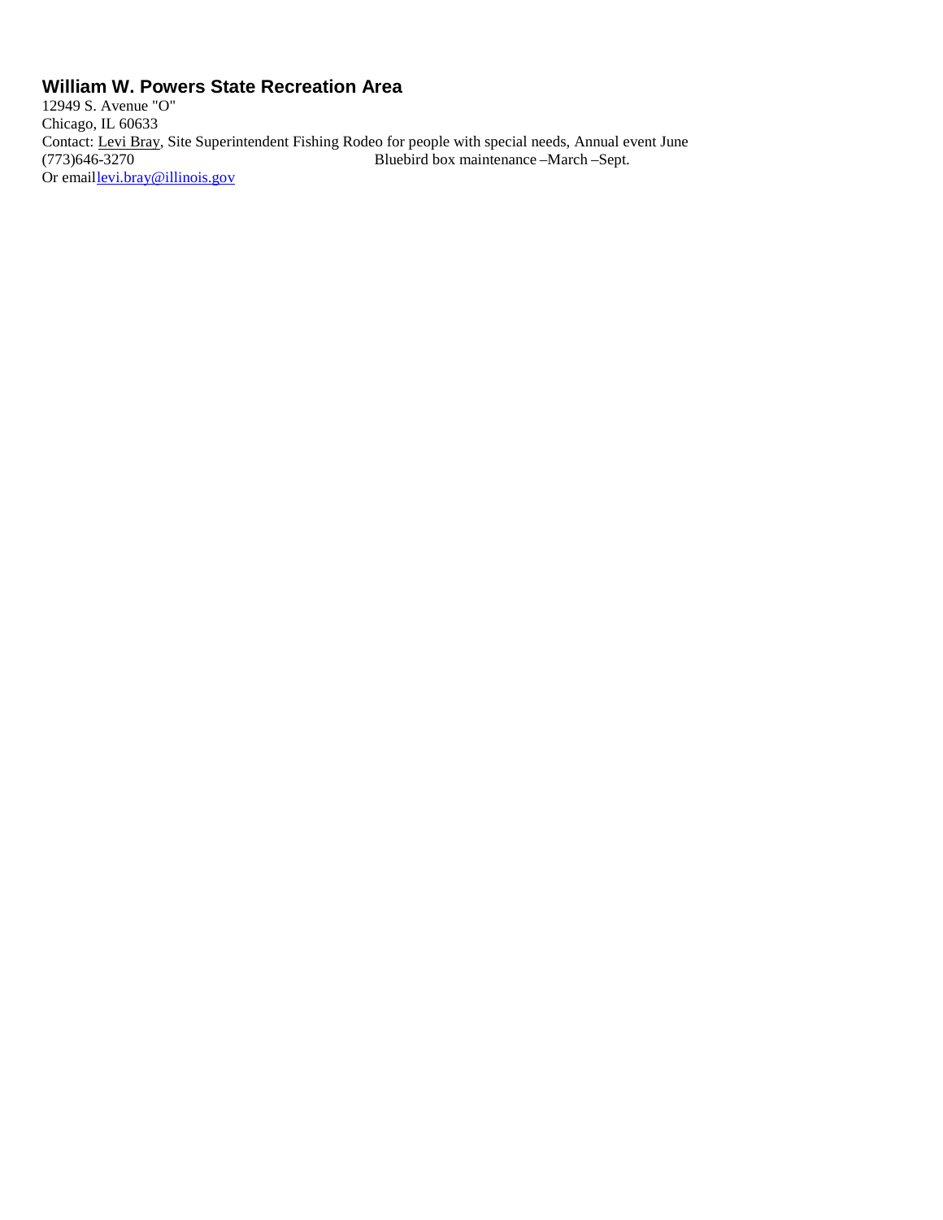### William W. Powers State Recreation Area

12949 S. Avenue "O"
Chicago, IL 60633
Contact: Levi Bray, Site Superintendent Fishing Rodeo for people with special needs, Annual event June
(773)646-3270 Bluebird box maintenance –March –Sept.
Or email levi.bray@illinois.gov